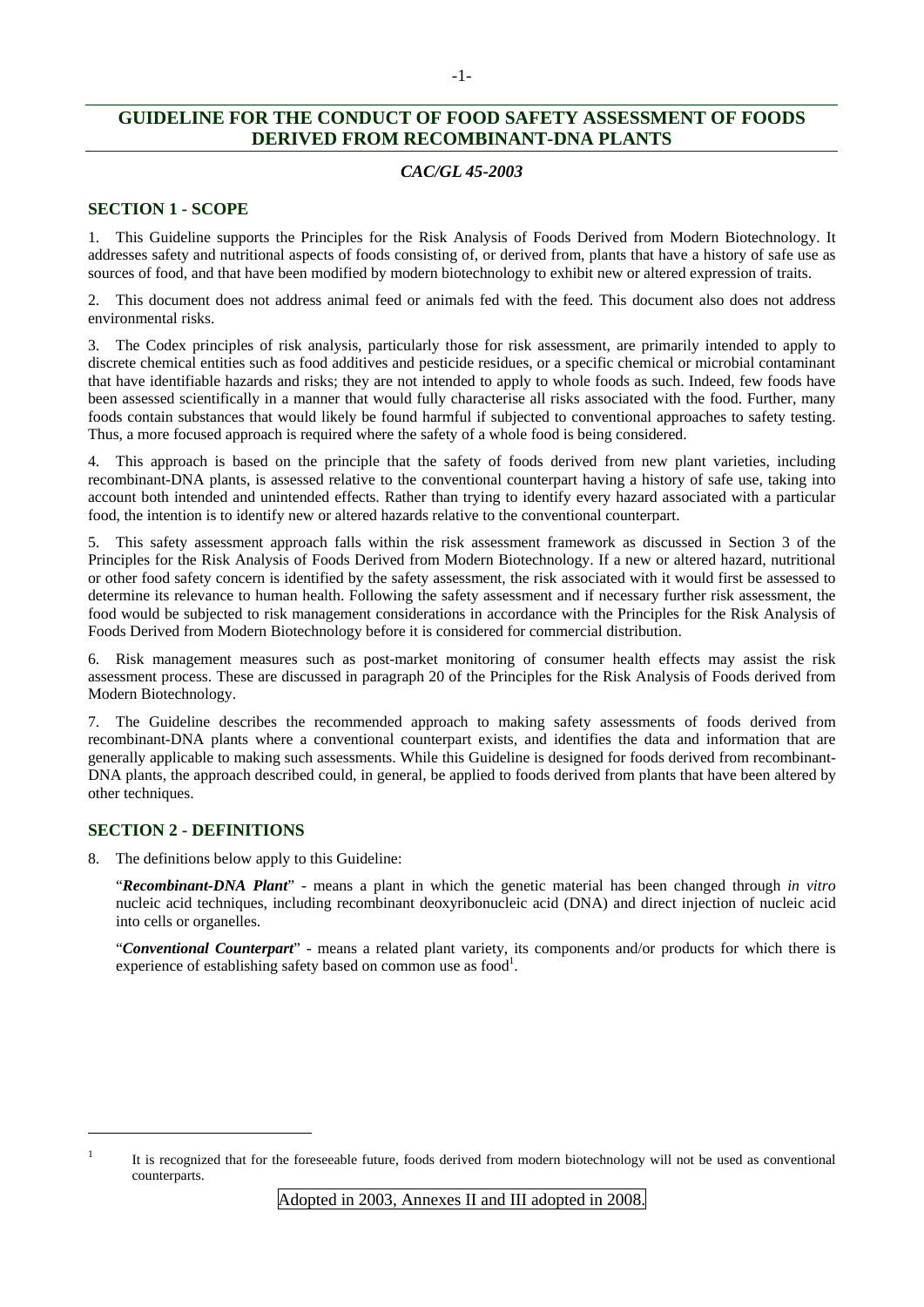# GUIDELINE FOR THE CONDUCT OF FOOD SAFETY ASSESSMENT OF FOODS DERIVED FROM RECOMBINANT-DNA PLANTS

***CAC/GL 45-2003***

## SECTION 1 - SCOPE

1. This Guideline supports the Principles for the Risk Analysis of Foods Derived from Modern Biotechnology. It addresses safety and nutritional aspects of foods consisting of, or derived from, plants that have a history of safe use as sources of food, and that have been modified by modern biotechnology to exhibit new or altered expression of traits.

2. This document does not address animal feed or animals fed with the feed. This document also does not address environmental risks.

3. The Codex principles of risk analysis, particularly those for risk assessment, are primarily intended to apply to discrete chemical entities such as food additives and pesticide residues, or a specific chemical or microbial contaminant that have identifiable hazards and risks; they are not intended to apply to whole foods as such. Indeed, few foods have been assessed scientifically in a manner that would fully characterise all risks associated with the food. Further, many foods contain substances that would likely be found harmful if subjected to conventional approaches to safety testing. Thus, a more focused approach is required where the safety of a whole food is being considered.

4. This approach is based on the principle that the safety of foods derived from new plant varieties, including recombinant-DNA plants, is assessed relative to the conventional counterpart having a history of safe use, taking into account both intended and unintended effects. Rather than trying to identify every hazard associated with a particular food, the intention is to identify new or altered hazards relative to the conventional counterpart.

5. This safety assessment approach falls within the risk assessment framework as discussed in Section 3 of the Principles for the Risk Analysis of Foods Derived from Modern Biotechnology. If a new or altered hazard, nutritional or other food safety concern is identified by the safety assessment, the risk associated with it would first be assessed to determine its relevance to human health. Following the safety assessment and if necessary further risk assessment, the food would be subjected to risk management considerations in accordance with the Principles for the Risk Analysis of Foods Derived from Modern Biotechnology before it is considered for commercial distribution.

6. Risk management measures such as post-market monitoring of consumer health effects may assist the risk assessment process. These are discussed in paragraph 20 of the Principles for the Risk Analysis of Foods derived from Modern Biotechnology.

7. The Guideline describes the recommended approach to making safety assessments of foods derived from recombinant-DNA plants where a conventional counterpart exists, and identifies the data and information that are generally applicable to making such assessments. While this Guideline is designed for foods derived from recombinant-DNA plants, the approach described could, in general, be applied to foods derived from plants that have been altered by other techniques.

## SECTION 2 - DEFINITIONS

8. The definitions below apply to this Guideline:

"***Recombinant-DNA Plant***" - means a plant in which the genetic material has been changed through *in vitro* nucleic acid techniques, including recombinant deoxyribonucleic acid (DNA) and direct injection of nucleic acid into cells or organelles.

"***Conventional Counterpart***" - means a related plant variety, its components and/or products for which there is experience of establishing safety based on common use as food[1].

[1] It is recognized that for the foreseeable future, foods derived from modern biotechnology will not be used as conventional counterparts.

Adopted in 2003, Annexes II and III adopted in 2008.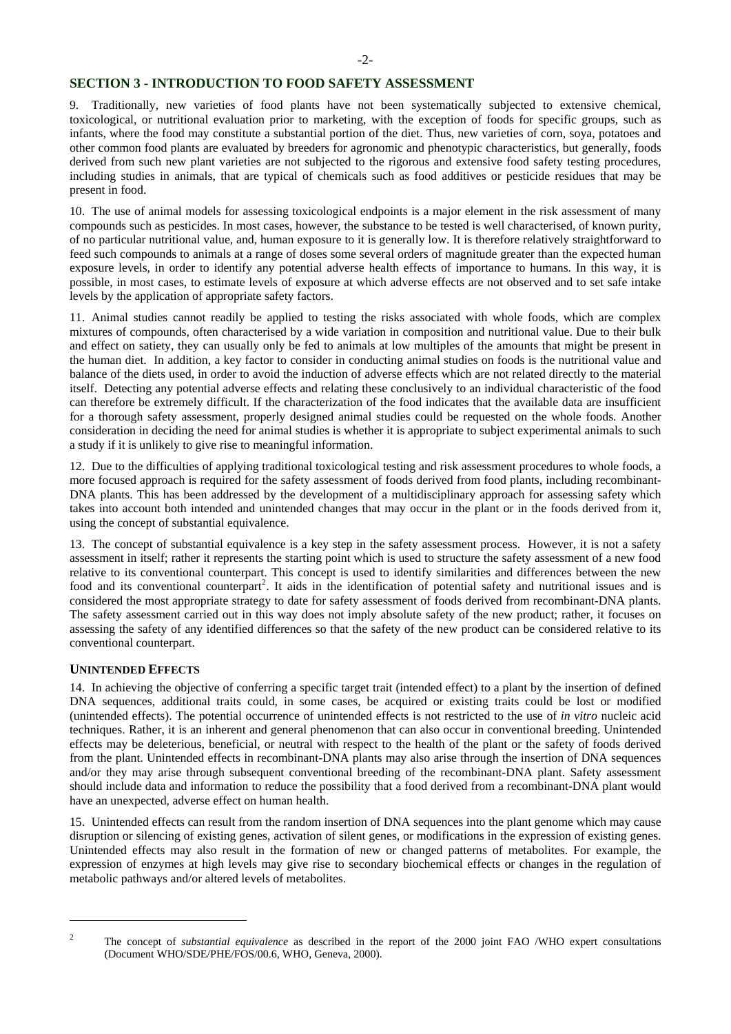## SECTION 3 - INTRODUCTION TO FOOD SAFETY ASSESSMENT

9. Traditionally, new varieties of food plants have not been systematically subjected to extensive chemical, toxicological, or nutritional evaluation prior to marketing, with the exception of foods for specific groups, such as infants, where the food may constitute a substantial portion of the diet. Thus, new varieties of corn, soya, potatoes and other common food plants are evaluated by breeders for agronomic and phenotypic characteristics, but generally, foods derived from such new plant varieties are not subjected to the rigorous and extensive food safety testing procedures, including studies in animals, that are typical of chemicals such as food additives or pesticide residues that may be present in food.

10. The use of animal models for assessing toxicological endpoints is a major element in the risk assessment of many compounds such as pesticides. In most cases, however, the substance to be tested is well characterised, of known purity, of no particular nutritional value, and, human exposure to it is generally low. It is therefore relatively straightforward to feed such compounds to animals at a range of doses some several orders of magnitude greater than the expected human exposure levels, in order to identify any potential adverse health effects of importance to humans. In this way, it is possible, in most cases, to estimate levels of exposure at which adverse effects are not observed and to set safe intake levels by the application of appropriate safety factors.

11. Animal studies cannot readily be applied to testing the risks associated with whole foods, which are complex mixtures of compounds, often characterised by a wide variation in composition and nutritional value. Due to their bulk and effect on satiety, they can usually only be fed to animals at low multiples of the amounts that might be present in the human diet. In addition, a key factor to consider in conducting animal studies on foods is the nutritional value and balance of the diets used, in order to avoid the induction of adverse effects which are not related directly to the material itself. Detecting any potential adverse effects and relating these conclusively to an individual characteristic of the food can therefore be extremely difficult. If the characterization of the food indicates that the available data are insufficient for a thorough safety assessment, properly designed animal studies could be requested on the whole foods. Another consideration in deciding the need for animal studies is whether it is appropriate to subject experimental animals to such a study if it is unlikely to give rise to meaningful information.

12. Due to the difficulties of applying traditional toxicological testing and risk assessment procedures to whole foods, a more focused approach is required for the safety assessment of foods derived from food plants, including recombinant-DNA plants. This has been addressed by the development of a multidisciplinary approach for assessing safety which takes into account both intended and unintended changes that may occur in the plant or in the foods derived from it, using the concept of substantial equivalence.

13. The concept of substantial equivalence is a key step in the safety assessment process. However, it is not a safety assessment in itself; rather it represents the starting point which is used to structure the safety assessment of a new food relative to its conventional counterpart. This concept is used to identify similarities and differences between the new food and its conventional counterpart[2]. It aids in the identification of potential safety and nutritional issues and is considered the most appropriate strategy to date for safety assessment of foods derived from recombinant-DNA plants. The safety assessment carried out in this way does not imply absolute safety of the new product; rather, it focuses on assessing the safety of any identified differences so that the safety of the new product can be considered relative to its conventional counterpart.

### UNINTENDED EFFECTS

14. In achieving the objective of conferring a specific target trait (intended effect) to a plant by the insertion of defined DNA sequences, additional traits could, in some cases, be acquired or existing traits could be lost or modified (unintended effects). The potential occurrence of unintended effects is not restricted to the use of *in vitro* nucleic acid techniques. Rather, it is an inherent and general phenomenon that can also occur in conventional breeding. Unintended effects may be deleterious, beneficial, or neutral with respect to the health of the plant or the safety of foods derived from the plant. Unintended effects in recombinant-DNA plants may also arise through the insertion of DNA sequences and/or they may arise through subsequent conventional breeding of the recombinant-DNA plant. Safety assessment should include data and information to reduce the possibility that a food derived from a recombinant-DNA plant would have an unexpected, adverse effect on human health.

15. Unintended effects can result from the random insertion of DNA sequences into the plant genome which may cause disruption or silencing of existing genes, activation of silent genes, or modifications in the expression of existing genes. Unintended effects may also result in the formation of new or changed patterns of metabolites. For example, the expression of enzymes at high levels may give rise to secondary biochemical effects or changes in the regulation of metabolic pathways and/or altered levels of metabolites.

---

[2] The concept of *substantial equivalence* as described in the report of the 2000 joint FAO /WHO expert consultations (Document WHO/SDE/PHE/FOS/00.6, WHO, Geneva, 2000).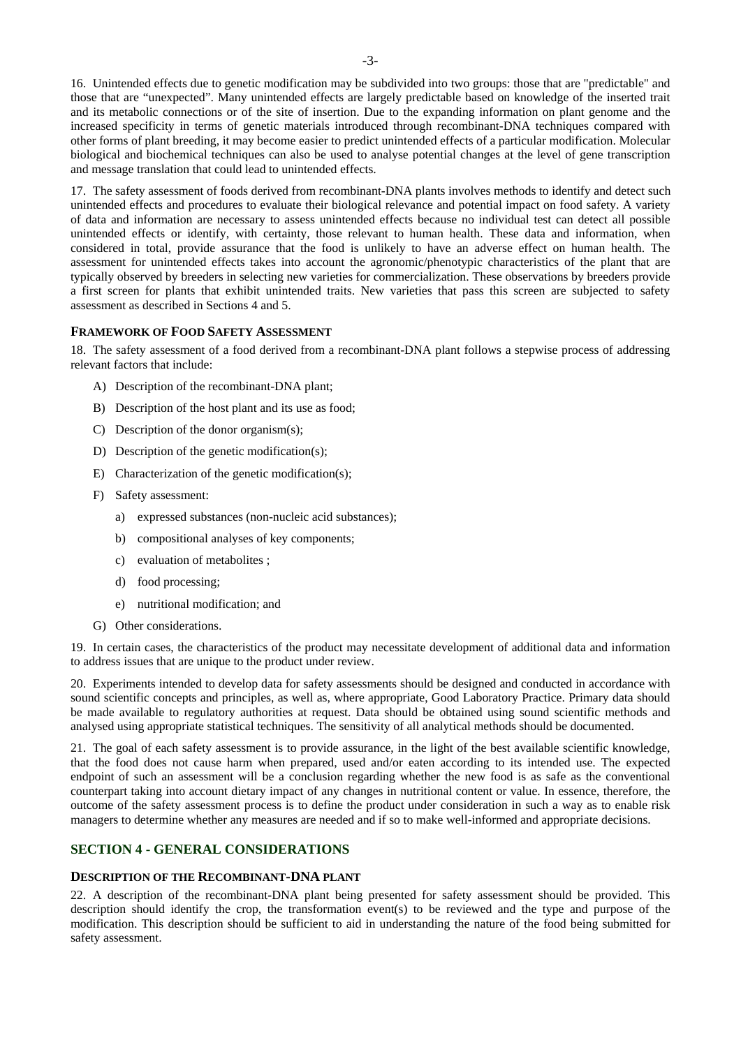16. Unintended effects due to genetic modification may be subdivided into two groups: those that are "predictable" and those that are "unexpected". Many unintended effects are largely predictable based on knowledge of the inserted trait and its metabolic connections or of the site of insertion. Due to the expanding information on plant genome and the increased specificity in terms of genetic materials introduced through recombinant-DNA techniques compared with other forms of plant breeding, it may become easier to predict unintended effects of a particular modification. Molecular biological and biochemical techniques can also be used to analyse potential changes at the level of gene transcription and message translation that could lead to unintended effects.

17. The safety assessment of foods derived from recombinant-DNA plants involves methods to identify and detect such unintended effects and procedures to evaluate their biological relevance and potential impact on food safety. A variety of data and information are necessary to assess unintended effects because no individual test can detect all possible unintended effects or identify, with certainty, those relevant to human health. These data and information, when considered in total, provide assurance that the food is unlikely to have an adverse effect on human health. The assessment for unintended effects takes into account the agronomic/phenotypic characteristics of the plant that are typically observed by breeders in selecting new varieties for commercialization. These observations by breeders provide a first screen for plants that exhibit unintended traits. New varieties that pass this screen are subjected to safety assessment as described in Sections 4 and 5.

### FRAMEWORK OF FOOD SAFETY ASSESSMENT

18. The safety assessment of a food derived from a recombinant-DNA plant follows a stepwise process of addressing relevant factors that include:

A) Description of the recombinant-DNA plant;

B) Description of the host plant and its use as food;

C) Description of the donor organism(s);

D) Description of the genetic modification(s);

E) Characterization of the genetic modification(s);

F) Safety assessment:

   a) expressed substances (non-nucleic acid substances);

   b) compositional analyses of key components;

   c) evaluation of metabolites ;

   d) food processing;

   e) nutritional modification; and

G) Other considerations.

19. In certain cases, the characteristics of the product may necessitate development of additional data and information to address issues that are unique to the product under review.

20. Experiments intended to develop data for safety assessments should be designed and conducted in accordance with sound scientific concepts and principles, as well as, where appropriate, Good Laboratory Practice. Primary data should be made available to regulatory authorities at request. Data should be obtained using sound scientific methods and analysed using appropriate statistical techniques. The sensitivity of all analytical methods should be documented.

21. The goal of each safety assessment is to provide assurance, in the light of the best available scientific knowledge, that the food does not cause harm when prepared, used and/or eaten according to its intended use. The expected endpoint of such an assessment will be a conclusion regarding whether the new food is as safe as the conventional counterpart taking into account dietary impact of any changes in nutritional content or value. In essence, therefore, the outcome of the safety assessment process is to define the product under consideration in such a way as to enable risk managers to determine whether any measures are needed and if so to make well-informed and appropriate decisions.

## SECTION 4 - GENERAL CONSIDERATIONS

### DESCRIPTION OF THE RECOMBINANT-DNA PLANT

22. A description of the recombinant-DNA plant being presented for safety assessment should be provided. This description should identify the crop, the transformation event(s) to be reviewed and the type and purpose of the modification. This description should be sufficient to aid in understanding the nature of the food being submitted for safety assessment.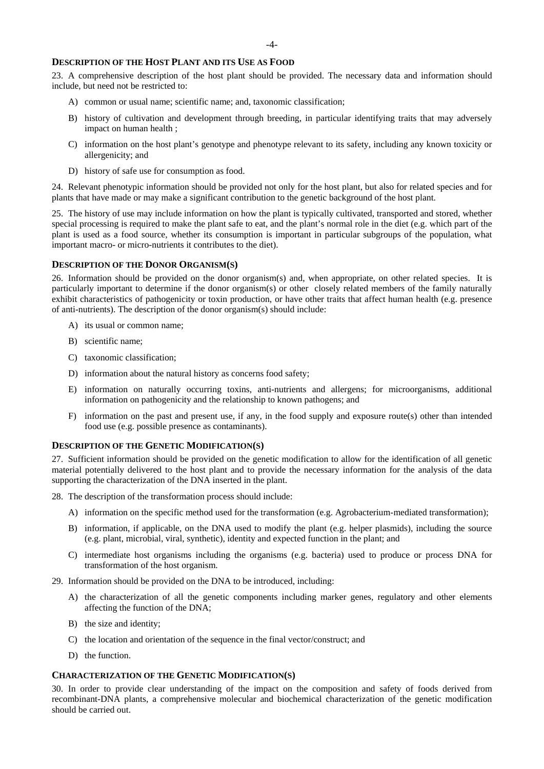### DESCRIPTION OF THE HOST PLANT AND ITS USE AS FOOD

23. A comprehensive description of the host plant should be provided. The necessary data and information should include, but need not be restricted to:

A) common or usual name; scientific name; and, taxonomic classification;

B) history of cultivation and development through breeding, in particular identifying traits that may adversely impact on human health ;

C) information on the host plant's genotype and phenotype relevant to its safety, including any known toxicity or allergenicity; and

D) history of safe use for consumption as food.

24. Relevant phenotypic information should be provided not only for the host plant, but also for related species and for plants that have made or may make a significant contribution to the genetic background of the host plant.

25. The history of use may include information on how the plant is typically cultivated, transported and stored, whether special processing is required to make the plant safe to eat, and the plant's normal role in the diet (e.g. which part of the plant is used as a food source, whether its consumption is important in particular subgroups of the population, what important macro- or micro-nutrients it contributes to the diet).

### DESCRIPTION OF THE DONOR ORGANISM(S)

26. Information should be provided on the donor organism(s) and, when appropriate, on other related species. It is particularly important to determine if the donor organism(s) or other closely related members of the family naturally exhibit characteristics of pathogenicity or toxin production, or have other traits that affect human health (e.g. presence of anti-nutrients). The description of the donor organism(s) should include:

A) its usual or common name;

B) scientific name;

C) taxonomic classification;

D) information about the natural history as concerns food safety;

E) information on naturally occurring toxins, anti-nutrients and allergens; for microorganisms, additional information on pathogenicity and the relationship to known pathogens; and

F) information on the past and present use, if any, in the food supply and exposure route(s) other than intended food use (e.g. possible presence as contaminants).

### DESCRIPTION OF THE GENETIC MODIFICATION(S)

27. Sufficient information should be provided on the genetic modification to allow for the identification of all genetic material potentially delivered to the host plant and to provide the necessary information for the analysis of the data supporting the characterization of the DNA inserted in the plant.

28. The description of the transformation process should include:

A) information on the specific method used for the transformation (e.g. Agrobacterium-mediated transformation);

B) information, if applicable, on the DNA used to modify the plant (e.g. helper plasmids), including the source (e.g. plant, microbial, viral, synthetic), identity and expected function in the plant; and

C) intermediate host organisms including the organisms (e.g. bacteria) used to produce or process DNA for transformation of the host organism.

29. Information should be provided on the DNA to be introduced, including:

A) the characterization of all the genetic components including marker genes, regulatory and other elements affecting the function of the DNA;

B) the size and identity;

C) the location and orientation of the sequence in the final vector/construct; and

D) the function.

### CHARACTERIZATION OF THE GENETIC MODIFICATION(S)

30. In order to provide clear understanding of the impact on the composition and safety of foods derived from recombinant-DNA plants, a comprehensive molecular and biochemical characterization of the genetic modification should be carried out.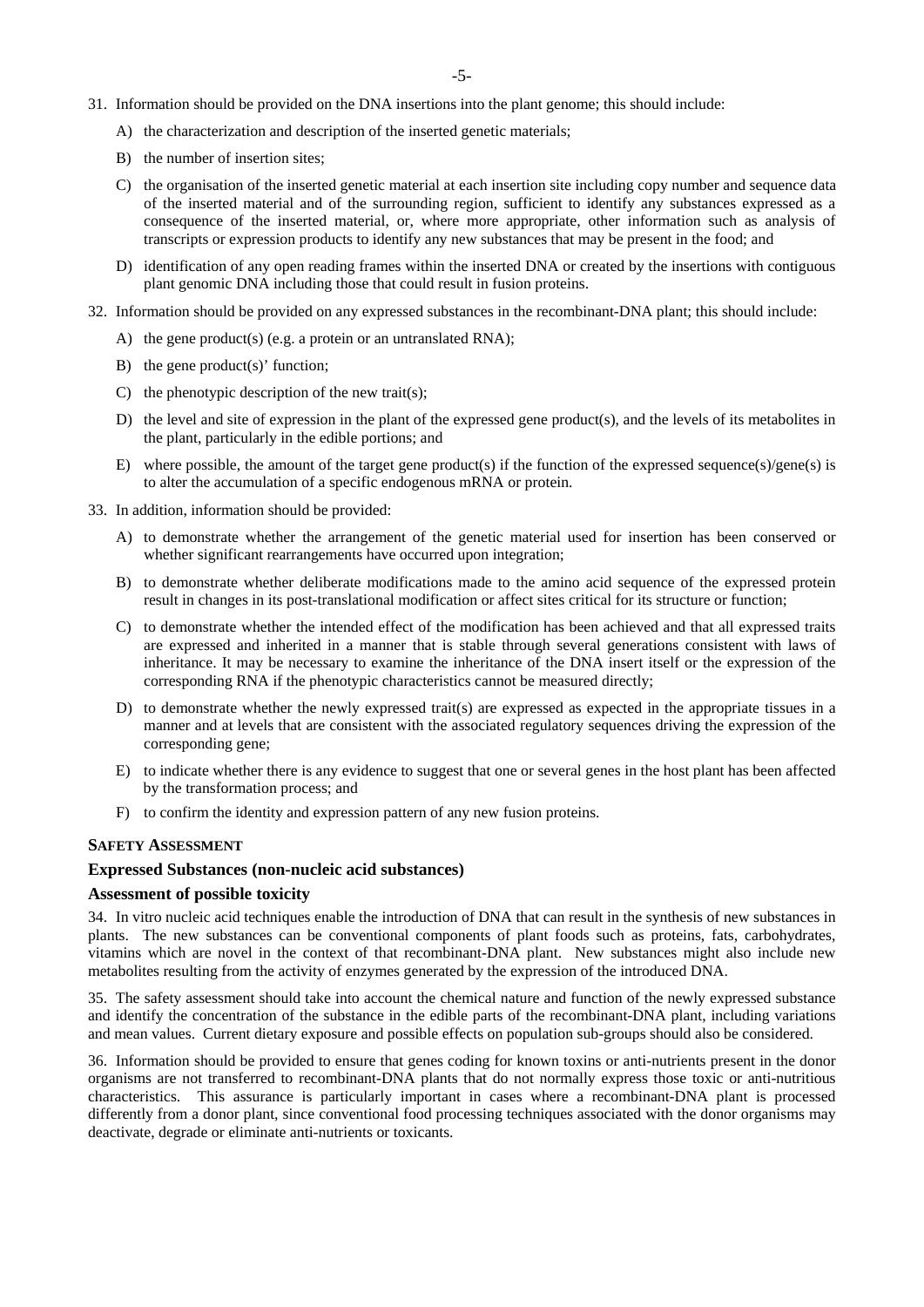31. Information should be provided on the DNA insertions into the plant genome; this should include:

  A) the characterization and description of the inserted genetic materials;

  B) the number of insertion sites;

  C) the organisation of the inserted genetic material at each insertion site including copy number and sequence data of the inserted material and of the surrounding region, sufficient to identify any substances expressed as a consequence of the inserted material, or, where more appropriate, other information such as analysis of transcripts or expression products to identify any new substances that may be present in the food; and

  D) identification of any open reading frames within the inserted DNA or created by the insertions with contiguous plant genomic DNA including those that could result in fusion proteins.

32. Information should be provided on any expressed substances in the recombinant-DNA plant; this should include:

  A) the gene product(s) (e.g. a protein or an untranslated RNA);

  B) the gene product(s)' function;

  C) the phenotypic description of the new trait(s);

  D) the level and site of expression in the plant of the expressed gene product(s), and the levels of its metabolites in the plant, particularly in the edible portions; and

  E) where possible, the amount of the target gene product(s) if the function of the expressed sequence(s)/gene(s) is to alter the accumulation of a specific endogenous mRNA or protein.

33. In addition, information should be provided:

  A) to demonstrate whether the arrangement of the genetic material used for insertion has been conserved or whether significant rearrangements have occurred upon integration;

  B) to demonstrate whether deliberate modifications made to the amino acid sequence of the expressed protein result in changes in its post-translational modification or affect sites critical for its structure or function;

  C) to demonstrate whether the intended effect of the modification has been achieved and that all expressed traits are expressed and inherited in a manner that is stable through several generations consistent with laws of inheritance. It may be necessary to examine the inheritance of the DNA insert itself or the expression of the corresponding RNA if the phenotypic characteristics cannot be measured directly;

  D) to demonstrate whether the newly expressed trait(s) are expressed as expected in the appropriate tissues in a manner and at levels that are consistent with the associated regulatory sequences driving the expression of the corresponding gene;

  E) to indicate whether there is any evidence to suggest that one or several genes in the host plant has been affected by the transformation process; and

  F) to confirm the identity and expression pattern of any new fusion proteins.

## SAFETY ASSESSMENT

### Expressed Substances (non-nucleic acid substances)

### Assessment of possible toxicity

34. In vitro nucleic acid techniques enable the introduction of DNA that can result in the synthesis of new substances in plants. The new substances can be conventional components of plant foods such as proteins, fats, carbohydrates, vitamins which are novel in the context of that recombinant-DNA plant. New substances might also include new metabolites resulting from the activity of enzymes generated by the expression of the introduced DNA.

35. The safety assessment should take into account the chemical nature and function of the newly expressed substance and identify the concentration of the substance in the edible parts of the recombinant-DNA plant, including variations and mean values. Current dietary exposure and possible effects on population sub-groups should also be considered.

36. Information should be provided to ensure that genes coding for known toxins or anti-nutrients present in the donor organisms are not transferred to recombinant-DNA plants that do not normally express those toxic or anti-nutritious characteristics. This assurance is particularly important in cases where a recombinant-DNA plant is processed differently from a donor plant, since conventional food processing techniques associated with the donor organisms may deactivate, degrade or eliminate anti-nutrients or toxicants.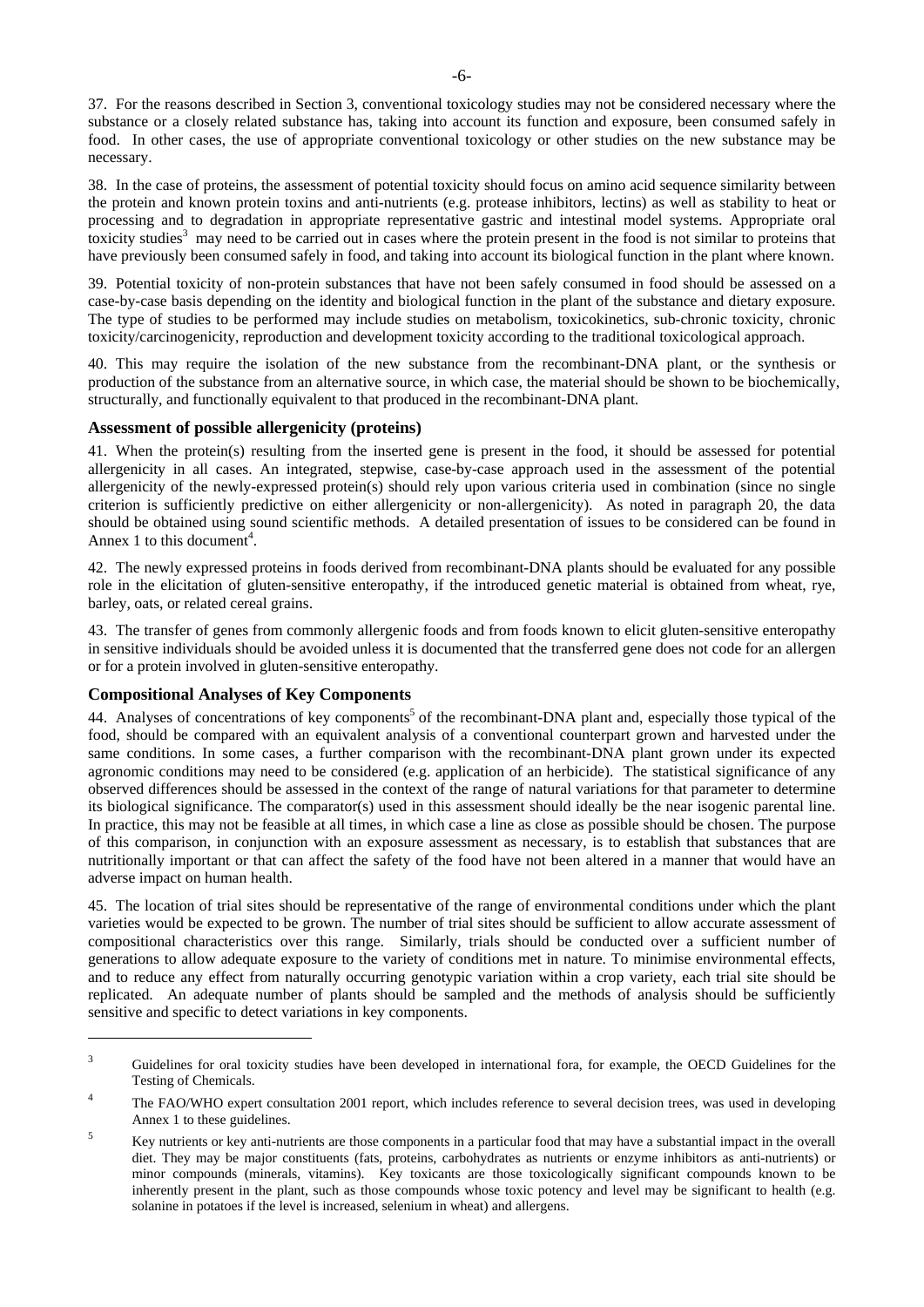37. For the reasons described in Section 3, conventional toxicology studies may not be considered necessary where the substance or a closely related substance has, taking into account its function and exposure, been consumed safely in food. In other cases, the use of appropriate conventional toxicology or other studies on the new substance may be necessary.

38. In the case of proteins, the assessment of potential toxicity should focus on amino acid sequence similarity between the protein and known protein toxins and anti-nutrients (e.g. protease inhibitors, lectins) as well as stability to heat or processing and to degradation in appropriate representative gastric and intestinal model systems. Appropriate oral toxicity studies[3] may need to be carried out in cases where the protein present in the food is not similar to proteins that have previously been consumed safely in food, and taking into account its biological function in the plant where known.

39. Potential toxicity of non-protein substances that have not been safely consumed in food should be assessed on a case-by-case basis depending on the identity and biological function in the plant of the substance and dietary exposure. The type of studies to be performed may include studies on metabolism, toxicokinetics, sub-chronic toxicity, chronic toxicity/carcinogenicity, reproduction and development toxicity according to the traditional toxicological approach.

40. This may require the isolation of the new substance from the recombinant-DNA plant, or the synthesis or production of the substance from an alternative source, in which case, the material should be shown to be biochemically, structurally, and functionally equivalent to that produced in the recombinant-DNA plant.

### Assessment of possible allergenicity (proteins)

41. When the protein(s) resulting from the inserted gene is present in the food, it should be assessed for potential allergenicity in all cases. An integrated, stepwise, case-by-case approach used in the assessment of the potential allergenicity of the newly-expressed protein(s) should rely upon various criteria used in combination (since no single criterion is sufficiently predictive on either allergenicity or non-allergenicity). As noted in paragraph 20, the data should be obtained using sound scientific methods. A detailed presentation of issues to be considered can be found in Annex 1 to this document[4].

42. The newly expressed proteins in foods derived from recombinant-DNA plants should be evaluated for any possible role in the elicitation of gluten-sensitive enteropathy, if the introduced genetic material is obtained from wheat, rye, barley, oats, or related cereal grains.

43. The transfer of genes from commonly allergenic foods and from foods known to elicit gluten-sensitive enteropathy in sensitive individuals should be avoided unless it is documented that the transferred gene does not code for an allergen or for a protein involved in gluten-sensitive enteropathy.

### Compositional Analyses of Key Components

44. Analyses of concentrations of key components[5] of the recombinant-DNA plant and, especially those typical of the food, should be compared with an equivalent analysis of a conventional counterpart grown and harvested under the same conditions. In some cases, a further comparison with the recombinant-DNA plant grown under its expected agronomic conditions may need to be considered (e.g. application of an herbicide). The statistical significance of any observed differences should be assessed in the context of the range of natural variations for that parameter to determine its biological significance. The comparator(s) used in this assessment should ideally be the near isogenic parental line. In practice, this may not be feasible at all times, in which case a line as close as possible should be chosen. The purpose of this comparison, in conjunction with an exposure assessment as necessary, is to establish that substances that are nutritionally important or that can affect the safety of the food have not been altered in a manner that would have an adverse impact on human health.

45. The location of trial sites should be representative of the range of environmental conditions under which the plant varieties would be expected to be grown. The number of trial sites should be sufficient to allow accurate assessment of compositional characteristics over this range. Similarly, trials should be conducted over a sufficient number of generations to allow adequate exposure to the variety of conditions met in nature. To minimise environmental effects, and to reduce any effect from naturally occurring genotypic variation within a crop variety, each trial site should be replicated. An adequate number of plants should be sampled and the methods of analysis should be sufficiently sensitive and specific to detect variations in key components.

---

[3] Guidelines for oral toxicity studies have been developed in international fora, for example, the OECD Guidelines for the Testing of Chemicals.

[4] The FAO/WHO expert consultation 2001 report, which includes reference to several decision trees, was used in developing Annex 1 to these guidelines.

[5] Key nutrients or key anti-nutrients are those components in a particular food that may have a substantial impact in the overall diet. They may be major constituents (fats, proteins, carbohydrates as nutrients or enzyme inhibitors as anti-nutrients) or minor compounds (minerals, vitamins). Key toxicants are those toxicologically significant compounds known to be inherently present in the plant, such as those compounds whose toxic potency and level may be significant to health (e.g. solanine in potatoes if the level is increased, selenium in wheat) and allergens.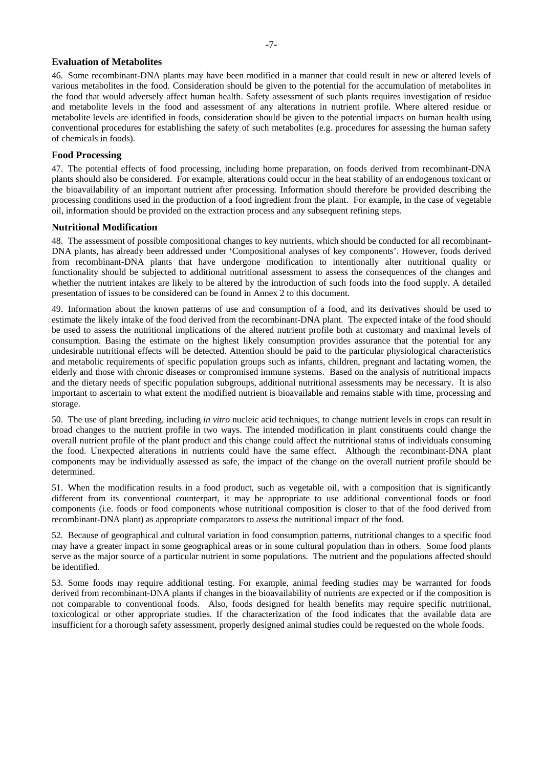### Evaluation of Metabolites

46. Some recombinant-DNA plants may have been modified in a manner that could result in new or altered levels of various metabolites in the food. Consideration should be given to the potential for the accumulation of metabolites in the food that would adversely affect human health. Safety assessment of such plants requires investigation of residue and metabolite levels in the food and assessment of any alterations in nutrient profile. Where altered residue or metabolite levels are identified in foods, consideration should be given to the potential impacts on human health using conventional procedures for establishing the safety of such metabolites (e.g. procedures for assessing the human safety of chemicals in foods).

### Food Processing

47. The potential effects of food processing, including home preparation, on foods derived from recombinant-DNA plants should also be considered. For example, alterations could occur in the heat stability of an endogenous toxicant or the bioavailability of an important nutrient after processing. Information should therefore be provided describing the processing conditions used in the production of a food ingredient from the plant. For example, in the case of vegetable oil, information should be provided on the extraction process and any subsequent refining steps.

### Nutritional Modification

48. The assessment of possible compositional changes to key nutrients, which should be conducted for all recombinant-DNA plants, has already been addressed under 'Compositional analyses of key components'. However, foods derived from recombinant-DNA plants that have undergone modification to intentionally alter nutritional quality or functionality should be subjected to additional nutritional assessment to assess the consequences of the changes and whether the nutrient intakes are likely to be altered by the introduction of such foods into the food supply. A detailed presentation of issues to be considered can be found in Annex 2 to this document.

49. Information about the known patterns of use and consumption of a food, and its derivatives should be used to estimate the likely intake of the food derived from the recombinant-DNA plant. The expected intake of the food should be used to assess the nutritional implications of the altered nutrient profile both at customary and maximal levels of consumption. Basing the estimate on the highest likely consumption provides assurance that the potential for any undesirable nutritional effects will be detected. Attention should be paid to the particular physiological characteristics and metabolic requirements of specific population groups such as infants, children, pregnant and lactating women, the elderly and those with chronic diseases or compromised immune systems. Based on the analysis of nutritional impacts and the dietary needs of specific population subgroups, additional nutritional assessments may be necessary. It is also important to ascertain to what extent the modified nutrient is bioavailable and remains stable with time, processing and storage.

50. The use of plant breeding, including *in vitro* nucleic acid techniques, to change nutrient levels in crops can result in broad changes to the nutrient profile in two ways. The intended modification in plant constituents could change the overall nutrient profile of the plant product and this change could affect the nutritional status of individuals consuming the food. Unexpected alterations in nutrients could have the same effect. Although the recombinant-DNA plant components may be individually assessed as safe, the impact of the change on the overall nutrient profile should be determined.

51. When the modification results in a food product, such as vegetable oil, with a composition that is significantly different from its conventional counterpart, it may be appropriate to use additional conventional foods or food components (i.e. foods or food components whose nutritional composition is closer to that of the food derived from recombinant-DNA plant) as appropriate comparators to assess the nutritional impact of the food.

52. Because of geographical and cultural variation in food consumption patterns, nutritional changes to a specific food may have a greater impact in some geographical areas or in some cultural population than in others. Some food plants serve as the major source of a particular nutrient in some populations. The nutrient and the populations affected should be identified.

53. Some foods may require additional testing. For example, animal feeding studies may be warranted for foods derived from recombinant-DNA plants if changes in the bioavailability of nutrients are expected or if the composition is not comparable to conventional foods. Also, foods designed for health benefits may require specific nutritional, toxicological or other appropriate studies. If the characterization of the food indicates that the available data are insufficient for a thorough safety assessment, properly designed animal studies could be requested on the whole foods.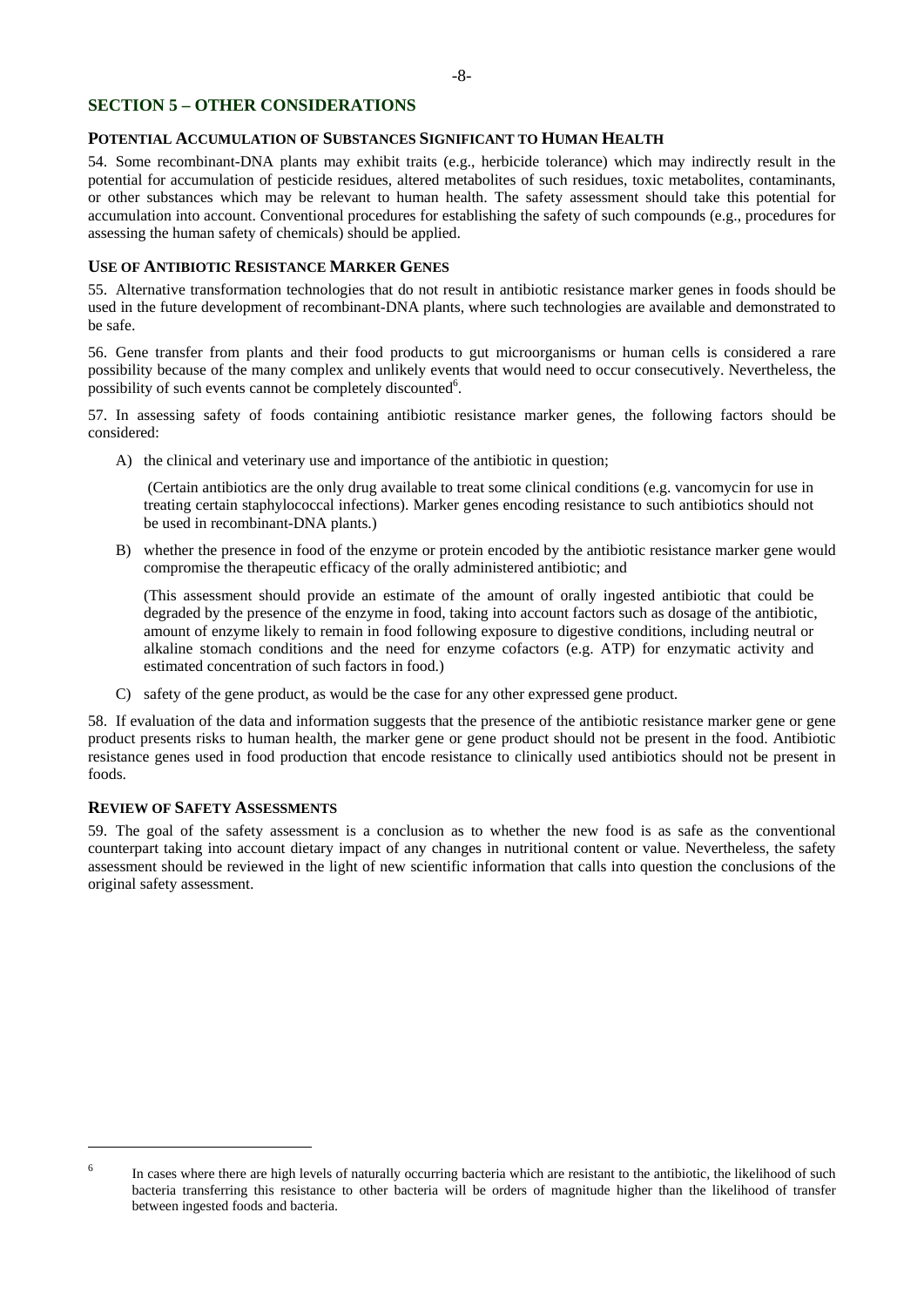## SECTION 5 – OTHER CONSIDERATIONS

### POTENTIAL ACCUMULATION OF SUBSTANCES SIGNIFICANT TO HUMAN HEALTH

54. Some recombinant-DNA plants may exhibit traits (e.g., herbicide tolerance) which may indirectly result in the potential for accumulation of pesticide residues, altered metabolites of such residues, toxic metabolites, contaminants, or other substances which may be relevant to human health. The safety assessment should take this potential for accumulation into account. Conventional procedures for establishing the safety of such compounds (e.g., procedures for assessing the human safety of chemicals) should be applied.

### USE OF ANTIBIOTIC RESISTANCE MARKER GENES

55. Alternative transformation technologies that do not result in antibiotic resistance marker genes in foods should be used in the future development of recombinant-DNA plants, where such technologies are available and demonstrated to be safe.

56. Gene transfer from plants and their food products to gut microorganisms or human cells is considered a rare possibility because of the many complex and unlikely events that would need to occur consecutively. Nevertheless, the possibility of such events cannot be completely discounted[6].

57. In assessing safety of foods containing antibiotic resistance marker genes, the following factors should be considered:

A) the clinical and veterinary use and importance of the antibiotic in question;

(Certain antibiotics are the only drug available to treat some clinical conditions (e.g. vancomycin for use in treating certain staphylococcal infections). Marker genes encoding resistance to such antibiotics should not be used in recombinant-DNA plants.)

B) whether the presence in food of the enzyme or protein encoded by the antibiotic resistance marker gene would compromise the therapeutic efficacy of the orally administered antibiotic; and

(This assessment should provide an estimate of the amount of orally ingested antibiotic that could be degraded by the presence of the enzyme in food, taking into account factors such as dosage of the antibiotic, amount of enzyme likely to remain in food following exposure to digestive conditions, including neutral or alkaline stomach conditions and the need for enzyme cofactors (e.g. ATP) for enzymatic activity and estimated concentration of such factors in food.)

C) safety of the gene product, as would be the case for any other expressed gene product.

58. If evaluation of the data and information suggests that the presence of the antibiotic resistance marker gene or gene product presents risks to human health, the marker gene or gene product should not be present in the food. Antibiotic resistance genes used in food production that encode resistance to clinically used antibiotics should not be present in foods.

### REVIEW OF SAFETY ASSESSMENTS

59. The goal of the safety assessment is a conclusion as to whether the new food is as safe as the conventional counterpart taking into account dietary impact of any changes in nutritional content or value. Nevertheless, the safety assessment should be reviewed in the light of new scientific information that calls into question the conclusions of the original safety assessment.

---

[6] In cases where there are high levels of naturally occurring bacteria which are resistant to the antibiotic, the likelihood of such bacteria transferring this resistance to other bacteria will be orders of magnitude higher than the likelihood of transfer between ingested foods and bacteria.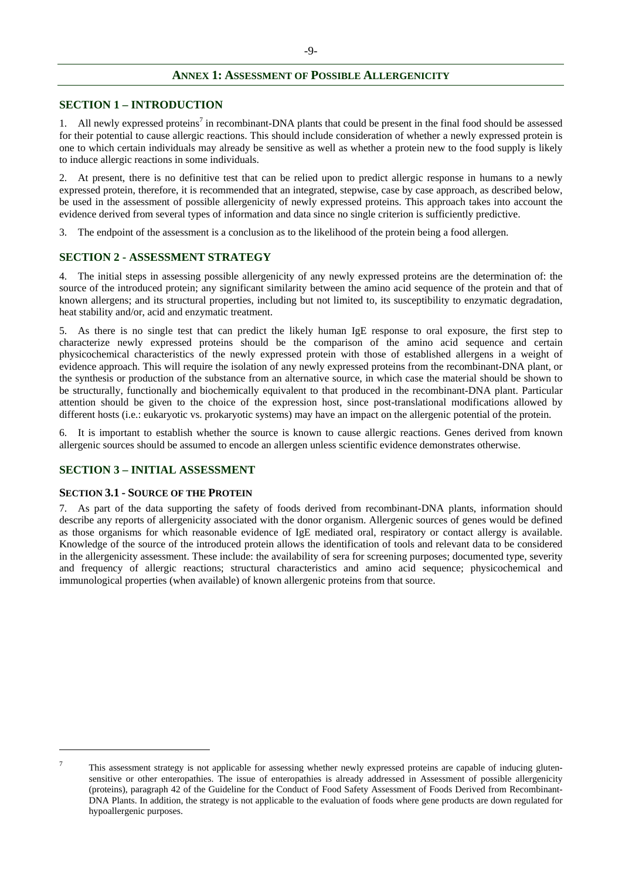# ANNEX 1: ASSESSMENT OF POSSIBLE ALLERGENICITY

## SECTION 1 – INTRODUCTION

1. All newly expressed proteins[7] in recombinant-DNA plants that could be present in the final food should be assessed for their potential to cause allergic reactions. This should include consideration of whether a newly expressed protein is one to which certain individuals may already be sensitive as well as whether a protein new to the food supply is likely to induce allergic reactions in some individuals.

2. At present, there is no definitive test that can be relied upon to predict allergic response in humans to a newly expressed protein, therefore, it is recommended that an integrated, stepwise, case by case approach, as described below, be used in the assessment of possible allergenicity of newly expressed proteins. This approach takes into account the evidence derived from several types of information and data since no single criterion is sufficiently predictive.

3. The endpoint of the assessment is a conclusion as to the likelihood of the protein being a food allergen.

## SECTION 2 - ASSESSMENT STRATEGY

4. The initial steps in assessing possible allergenicity of any newly expressed proteins are the determination of: the source of the introduced protein; any significant similarity between the amino acid sequence of the protein and that of known allergens; and its structural properties, including but not limited to, its susceptibility to enzymatic degradation, heat stability and/or, acid and enzymatic treatment.

5. As there is no single test that can predict the likely human IgE response to oral exposure, the first step to characterize newly expressed proteins should be the comparison of the amino acid sequence and certain physicochemical characteristics of the newly expressed protein with those of established allergens in a weight of evidence approach. This will require the isolation of any newly expressed proteins from the recombinant-DNA plant, or the synthesis or production of the substance from an alternative source, in which case the material should be shown to be structurally, functionally and biochemically equivalent to that produced in the recombinant-DNA plant. Particular attention should be given to the choice of the expression host, since post-translational modifications allowed by different hosts (i.e.: eukaryotic vs. prokaryotic systems) may have an impact on the allergenic potential of the protein.

6. It is important to establish whether the source is known to cause allergic reactions. Genes derived from known allergenic sources should be assumed to encode an allergen unless scientific evidence demonstrates otherwise.

## SECTION 3 – INITIAL ASSESSMENT

### SECTION 3.1 - SOURCE OF THE PROTEIN

7. As part of the data supporting the safety of foods derived from recombinant-DNA plants, information should describe any reports of allergenicity associated with the donor organism. Allergenic sources of genes would be defined as those organisms for which reasonable evidence of IgE mediated oral, respiratory or contact allergy is available. Knowledge of the source of the introduced protein allows the identification of tools and relevant data to be considered in the allergenicity assessment. These include: the availability of sera for screening purposes; documented type, severity and frequency of allergic reactions; structural characteristics and amino acid sequence; physicochemical and immunological properties (when available) of known allergenic proteins from that source.

---

[7] This assessment strategy is not applicable for assessing whether newly expressed proteins are capable of inducing gluten-sensitive or other enteropathies. The issue of enteropathies is already addressed in Assessment of possible allergenicity (proteins), paragraph 42 of the Guideline for the Conduct of Food Safety Assessment of Foods Derived from Recombinant-DNA Plants. In addition, the strategy is not applicable to the evaluation of foods where gene products are down regulated for hypoallergenic purposes.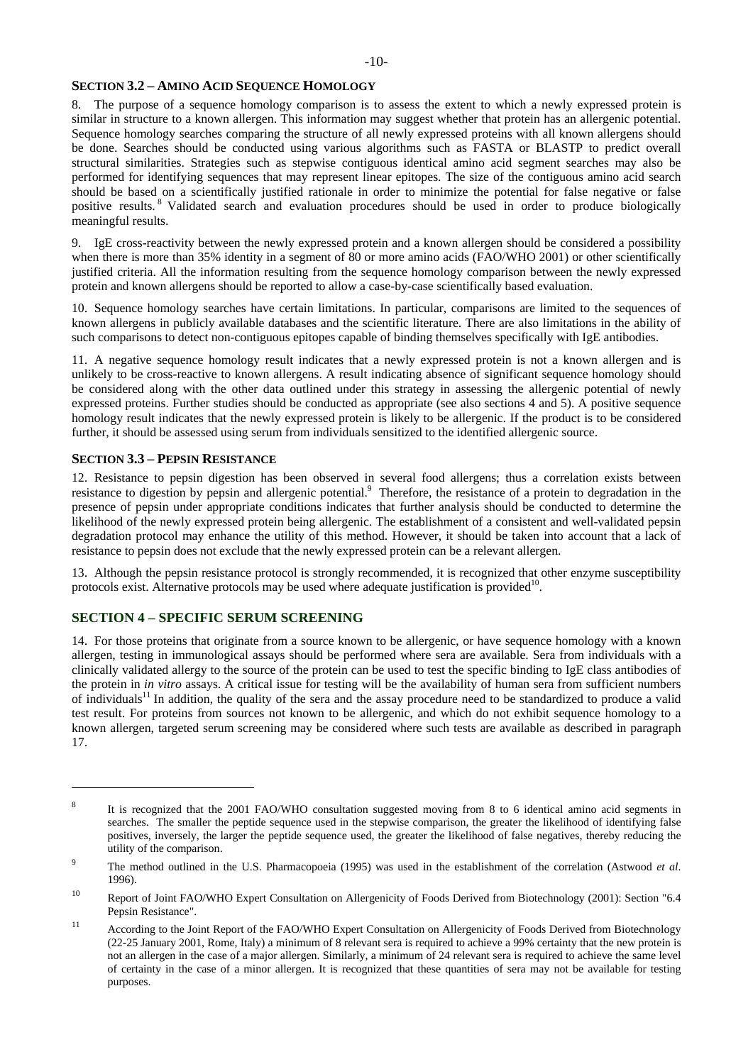### SECTION 3.2 – AMINO ACID SEQUENCE HOMOLOGY

8. The purpose of a sequence homology comparison is to assess the extent to which a newly expressed protein is similar in structure to a known allergen. This information may suggest whether that protein has an allergenic potential. Sequence homology searches comparing the structure of all newly expressed proteins with all known allergens should be done. Searches should be conducted using various algorithms such as FASTA or BLASTP to predict overall structural similarities. Strategies such as stepwise contiguous identical amino acid segment searches may also be performed for identifying sequences that may represent linear epitopes. The size of the contiguous amino acid search should be based on a scientifically justified rationale in order to minimize the potential for false negative or false positive results.[8] Validated search and evaluation procedures should be used in order to produce biologically meaningful results.

9. IgE cross-reactivity between the newly expressed protein and a known allergen should be considered a possibility when there is more than 35% identity in a segment of 80 or more amino acids (FAO/WHO 2001) or other scientifically justified criteria. All the information resulting from the sequence homology comparison between the newly expressed protein and known allergens should be reported to allow a case-by-case scientifically based evaluation.

10. Sequence homology searches have certain limitations. In particular, comparisons are limited to the sequences of known allergens in publicly available databases and the scientific literature. There are also limitations in the ability of such comparisons to detect non-contiguous epitopes capable of binding themselves specifically with IgE antibodies.

11. A negative sequence homology result indicates that a newly expressed protein is not a known allergen and is unlikely to be cross-reactive to known allergens. A result indicating absence of significant sequence homology should be considered along with the other data outlined under this strategy in assessing the allergenic potential of newly expressed proteins. Further studies should be conducted as appropriate (see also sections 4 and 5). A positive sequence homology result indicates that the newly expressed protein is likely to be allergenic. If the product is to be considered further, it should be assessed using serum from individuals sensitized to the identified allergenic source.

### SECTION 3.3 – PEPSIN RESISTANCE

12. Resistance to pepsin digestion has been observed in several food allergens; thus a correlation exists between resistance to digestion by pepsin and allergenic potential.[9] Therefore, the resistance of a protein to degradation in the presence of pepsin under appropriate conditions indicates that further analysis should be conducted to determine the likelihood of the newly expressed protein being allergenic. The establishment of a consistent and well-validated pepsin degradation protocol may enhance the utility of this method. However, it should be taken into account that a lack of resistance to pepsin does not exclude that the newly expressed protein can be a relevant allergen.

13. Although the pepsin resistance protocol is strongly recommended, it is recognized that other enzyme susceptibility protocols exist. Alternative protocols may be used where adequate justification is provided[10].

## SECTION 4 – SPECIFIC SERUM SCREENING

14. For those proteins that originate from a source known to be allergenic, or have sequence homology with a known allergen, testing in immunological assays should be performed where sera are available. Sera from individuals with a clinically validated allergy to the source of the protein can be used to test the specific binding to IgE class antibodies of the protein in *in vitro* assays. A critical issue for testing will be the availability of human sera from sufficient numbers of individuals[11] In addition, the quality of the sera and the assay procedure need to be standardized to produce a valid test result. For proteins from sources not known to be allergenic, and which do not exhibit sequence homology to a known allergen, targeted serum screening may be considered where such tests are available as described in paragraph 17.

---

[8] It is recognized that the 2001 FAO/WHO consultation suggested moving from 8 to 6 identical amino acid segments in searches. The smaller the peptide sequence used in the stepwise comparison, the greater the likelihood of identifying false positives, inversely, the larger the peptide sequence used, the greater the likelihood of false negatives, thereby reducing the utility of the comparison.

[9] The method outlined in the U.S. Pharmacopoeia (1995) was used in the establishment of the correlation (Astwood *et al*. 1996).

[10] Report of Joint FAO/WHO Expert Consultation on Allergenicity of Foods Derived from Biotechnology (2001): Section "6.4 Pepsin Resistance".

[11] According to the Joint Report of the FAO/WHO Expert Consultation on Allergenicity of Foods Derived from Biotechnology (22-25 January 2001, Rome, Italy) a minimum of 8 relevant sera is required to achieve a 99% certainty that the new protein is not an allergen in the case of a major allergen. Similarly, a minimum of 24 relevant sera is required to achieve the same level of certainty in the case of a minor allergen. It is recognized that these quantities of sera may not be available for testing purposes.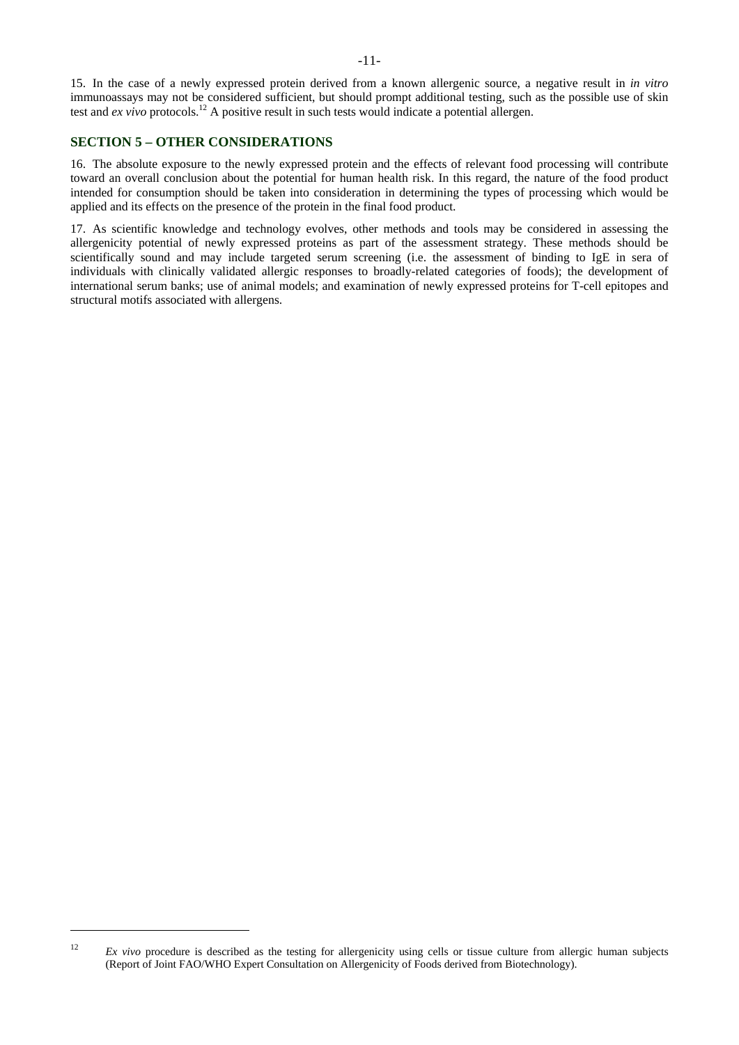15. In the case of a newly expressed protein derived from a known allergenic source, a negative result in *in vitro* immunoassays may not be considered sufficient, but should prompt additional testing, such as the possible use of skin test and *ex vivo* protocols.[12] A positive result in such tests would indicate a potential allergen.

## SECTION 5 – OTHER CONSIDERATIONS

16. The absolute exposure to the newly expressed protein and the effects of relevant food processing will contribute toward an overall conclusion about the potential for human health risk. In this regard, the nature of the food product intended for consumption should be taken into consideration in determining the types of processing which would be applied and its effects on the presence of the protein in the final food product.

17. As scientific knowledge and technology evolves, other methods and tools may be considered in assessing the allergenicity potential of newly expressed proteins as part of the assessment strategy. These methods should be scientifically sound and may include targeted serum screening (i.e. the assessment of binding to IgE in sera of individuals with clinically validated allergic responses to broadly-related categories of foods); the development of international serum banks; use of animal models; and examination of newly expressed proteins for T-cell epitopes and structural motifs associated with allergens.

---

[12] *Ex vivo* procedure is described as the testing for allergenicity using cells or tissue culture from allergic human subjects (Report of Joint FAO/WHO Expert Consultation on Allergenicity of Foods derived from Biotechnology).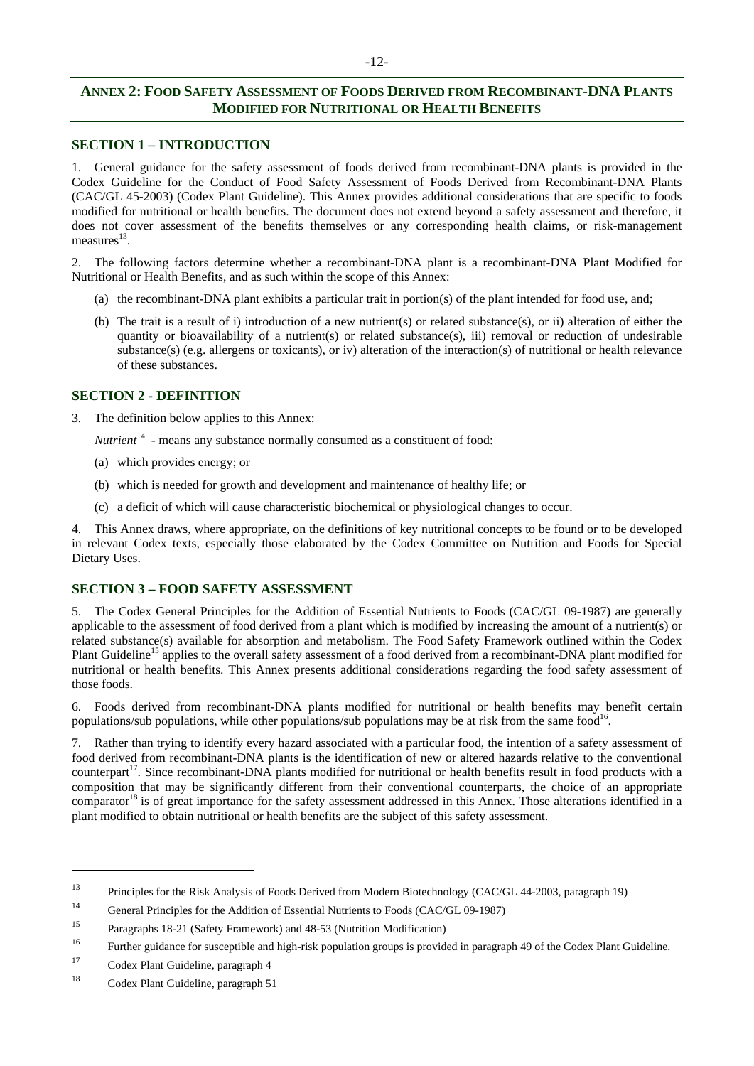## ANNEX 2: FOOD SAFETY ASSESSMENT OF FOODS DERIVED FROM RECOMBINANT-DNA PLANTS MODIFIED FOR NUTRITIONAL OR HEALTH BENEFITS

### SECTION 1 – INTRODUCTION

1. General guidance for the safety assessment of foods derived from recombinant-DNA plants is provided in the Codex Guideline for the Conduct of Food Safety Assessment of Foods Derived from Recombinant-DNA Plants (CAC/GL 45-2003) (Codex Plant Guideline). This Annex provides additional considerations that are specific to foods modified for nutritional or health benefits. The document does not extend beyond a safety assessment and therefore, it does not cover assessment of the benefits themselves or any corresponding health claims, or risk-management measures[13].

2. The following factors determine whether a recombinant-DNA plant is a recombinant-DNA Plant Modified for Nutritional or Health Benefits, and as such within the scope of this Annex:

(a) the recombinant-DNA plant exhibits a particular trait in portion(s) of the plant intended for food use, and;

(b) The trait is a result of i) introduction of a new nutrient(s) or related substance(s), or ii) alteration of either the quantity or bioavailability of a nutrient(s) or related substance(s), iii) removal or reduction of undesirable substance(s) (e.g. allergens or toxicants), or iv) alteration of the interaction(s) of nutritional or health relevance of these substances.

### SECTION 2 - DEFINITION

3. The definition below applies to this Annex:

*Nutrient*[14] - means any substance normally consumed as a constituent of food:

(a) which provides energy; or

(b) which is needed for growth and development and maintenance of healthy life; or

(c) a deficit of which will cause characteristic biochemical or physiological changes to occur.

4. This Annex draws, where appropriate, on the definitions of key nutritional concepts to be found or to be developed in relevant Codex texts, especially those elaborated by the Codex Committee on Nutrition and Foods for Special Dietary Uses.

### SECTION 3 – FOOD SAFETY ASSESSMENT

5. The Codex General Principles for the Addition of Essential Nutrients to Foods (CAC/GL 09-1987) are generally applicable to the assessment of food derived from a plant which is modified by increasing the amount of a nutrient(s) or related substance(s) available for absorption and metabolism. The Food Safety Framework outlined within the Codex Plant Guideline[15] applies to the overall safety assessment of a food derived from a recombinant-DNA plant modified for nutritional or health benefits. This Annex presents additional considerations regarding the food safety assessment of those foods.

6. Foods derived from recombinant-DNA plants modified for nutritional or health benefits may benefit certain populations/sub populations, while other populations/sub populations may be at risk from the same food[16].

7. Rather than trying to identify every hazard associated with a particular food, the intention of a safety assessment of food derived from recombinant-DNA plants is the identification of new or altered hazards relative to the conventional counterpart[17]. Since recombinant-DNA plants modified for nutritional or health benefits result in food products with a composition that may be significantly different from their conventional counterparts, the choice of an appropriate comparator[18] is of great importance for the safety assessment addressed in this Annex. Those alterations identified in a plant modified to obtain nutritional or health benefits are the subject of this safety assessment.

---

[13] Principles for the Risk Analysis of Foods Derived from Modern Biotechnology (CAC/GL 44-2003, paragraph 19)

[14] General Principles for the Addition of Essential Nutrients to Foods (CAC/GL 09-1987)

[15] Paragraphs 18-21 (Safety Framework) and 48-53 (Nutrition Modification)

[16] Further guidance for susceptible and high-risk population groups is provided in paragraph 49 of the Codex Plant Guideline.

[17] Codex Plant Guideline, paragraph 4

[18] Codex Plant Guideline, paragraph 51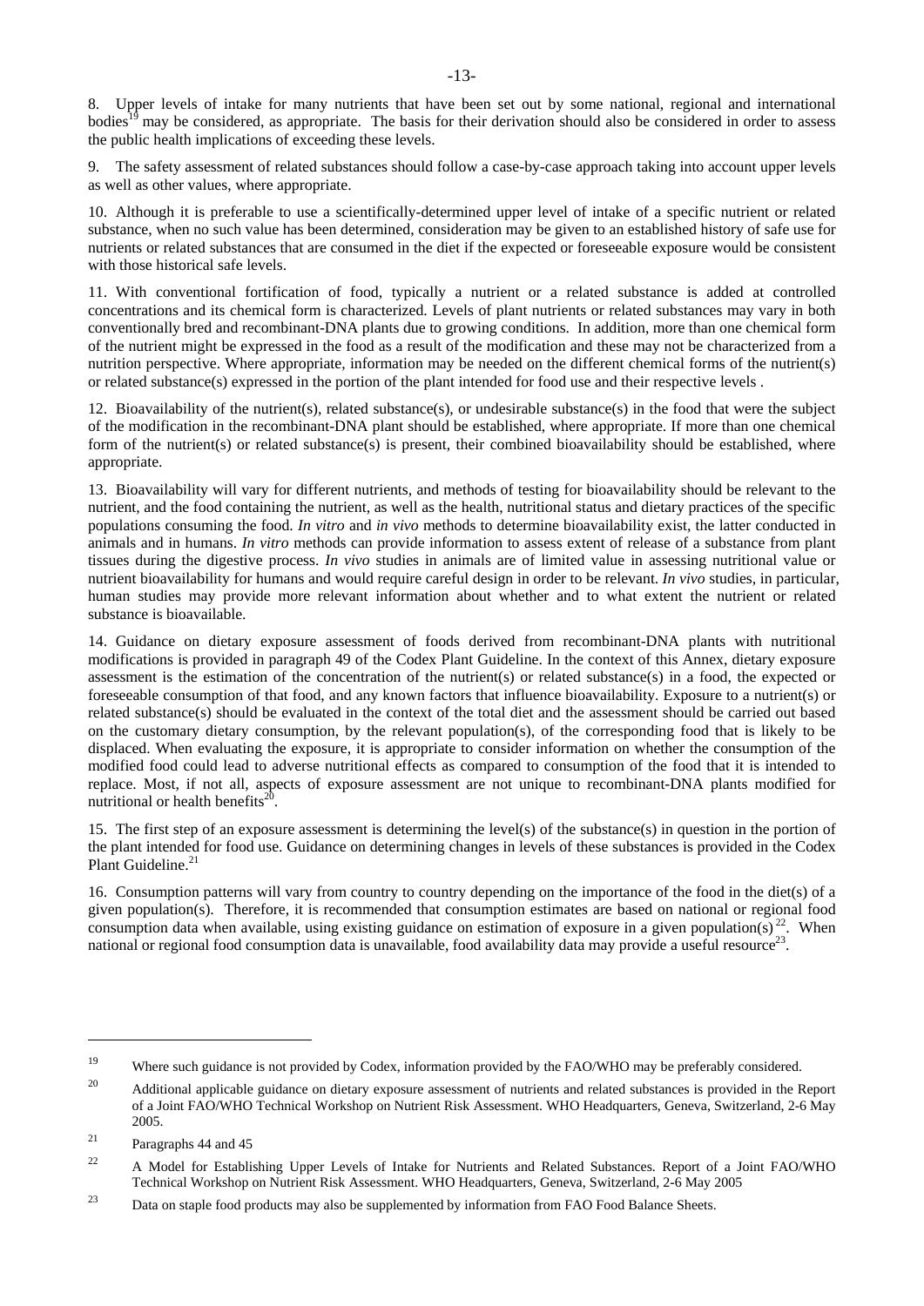8. Upper levels of intake for many nutrients that have been set out by some national, regional and international bodies[19] may be considered, as appropriate. The basis for their derivation should also be considered in order to assess the public health implications of exceeding these levels.

9. The safety assessment of related substances should follow a case-by-case approach taking into account upper levels as well as other values, where appropriate.

10. Although it is preferable to use a scientifically-determined upper level of intake of a specific nutrient or related substance, when no such value has been determined, consideration may be given to an established history of safe use for nutrients or related substances that are consumed in the diet if the expected or foreseeable exposure would be consistent with those historical safe levels.

11. With conventional fortification of food, typically a nutrient or a related substance is added at controlled concentrations and its chemical form is characterized. Levels of plant nutrients or related substances may vary in both conventionally bred and recombinant-DNA plants due to growing conditions. In addition, more than one chemical form of the nutrient might be expressed in the food as a result of the modification and these may not be characterized from a nutrition perspective. Where appropriate, information may be needed on the different chemical forms of the nutrient(s) or related substance(s) expressed in the portion of the plant intended for food use and their respective levels .

12. Bioavailability of the nutrient(s), related substance(s), or undesirable substance(s) in the food that were the subject of the modification in the recombinant-DNA plant should be established, where appropriate. If more than one chemical form of the nutrient(s) or related substance(s) is present, their combined bioavailability should be established, where appropriate.

13. Bioavailability will vary for different nutrients, and methods of testing for bioavailability should be relevant to the nutrient, and the food containing the nutrient, as well as the health, nutritional status and dietary practices of the specific populations consuming the food. *In vitro* and *in vivo* methods to determine bioavailability exist, the latter conducted in animals and in humans. *In vitro* methods can provide information to assess extent of release of a substance from plant tissues during the digestive process. *In vivo* studies in animals are of limited value in assessing nutritional value or nutrient bioavailability for humans and would require careful design in order to be relevant. *In vivo* studies, in particular, human studies may provide more relevant information about whether and to what extent the nutrient or related substance is bioavailable.

14. Guidance on dietary exposure assessment of foods derived from recombinant-DNA plants with nutritional modifications is provided in paragraph 49 of the Codex Plant Guideline. In the context of this Annex, dietary exposure assessment is the estimation of the concentration of the nutrient(s) or related substance(s) in a food, the expected or foreseeable consumption of that food, and any known factors that influence bioavailability. Exposure to a nutrient(s) or related substance(s) should be evaluated in the context of the total diet and the assessment should be carried out based on the customary dietary consumption, by the relevant population(s), of the corresponding food that is likely to be displaced. When evaluating the exposure, it is appropriate to consider information on whether the consumption of the modified food could lead to adverse nutritional effects as compared to consumption of the food that it is intended to replace. Most, if not all, aspects of exposure assessment are not unique to recombinant-DNA plants modified for nutritional or health benefits[20].

15. The first step of an exposure assessment is determining the level(s) of the substance(s) in question in the portion of the plant intended for food use. Guidance on determining changes in levels of these substances is provided in the Codex Plant Guideline.[21]

16. Consumption patterns will vary from country to country depending on the importance of the food in the diet(s) of a given population(s). Therefore, it is recommended that consumption estimates are based on national or regional food consumption data when available, using existing guidance on estimation of exposure in a given population(s)[22]. When national or regional food consumption data is unavailable, food availability data may provide a useful resource[23].

---

[19] Where such guidance is not provided by Codex, information provided by the FAO/WHO may be preferably considered.

[20] Additional applicable guidance on dietary exposure assessment of nutrients and related substances is provided in the Report of a Joint FAO/WHO Technical Workshop on Nutrient Risk Assessment. WHO Headquarters, Geneva, Switzerland, 2-6 May 2005.

[21] Paragraphs 44 and 45

[22] A Model for Establishing Upper Levels of Intake for Nutrients and Related Substances. Report of a Joint FAO/WHO Technical Workshop on Nutrient Risk Assessment. WHO Headquarters, Geneva, Switzerland, 2-6 May 2005

[23] Data on staple food products may also be supplemented by information from FAO Food Balance Sheets.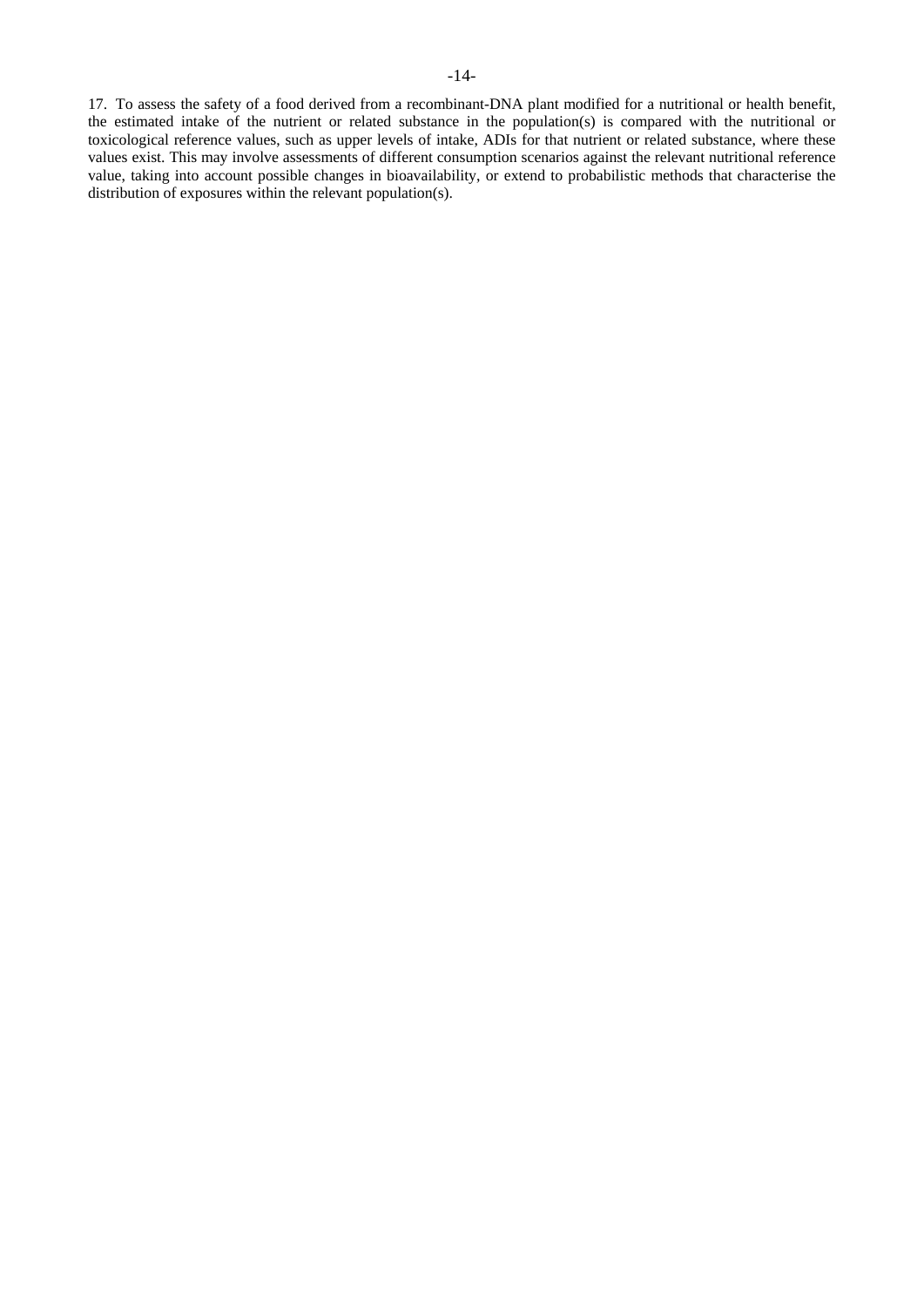17. To assess the safety of a food derived from a recombinant-DNA plant modified for a nutritional or health benefit, the estimated intake of the nutrient or related substance in the population(s) is compared with the nutritional or toxicological reference values, such as upper levels of intake, ADIs for that nutrient or related substance, where these values exist. This may involve assessments of different consumption scenarios against the relevant nutritional reference value, taking into account possible changes in bioavailability, or extend to probabilistic methods that characterise the distribution of exposures within the relevant population(s).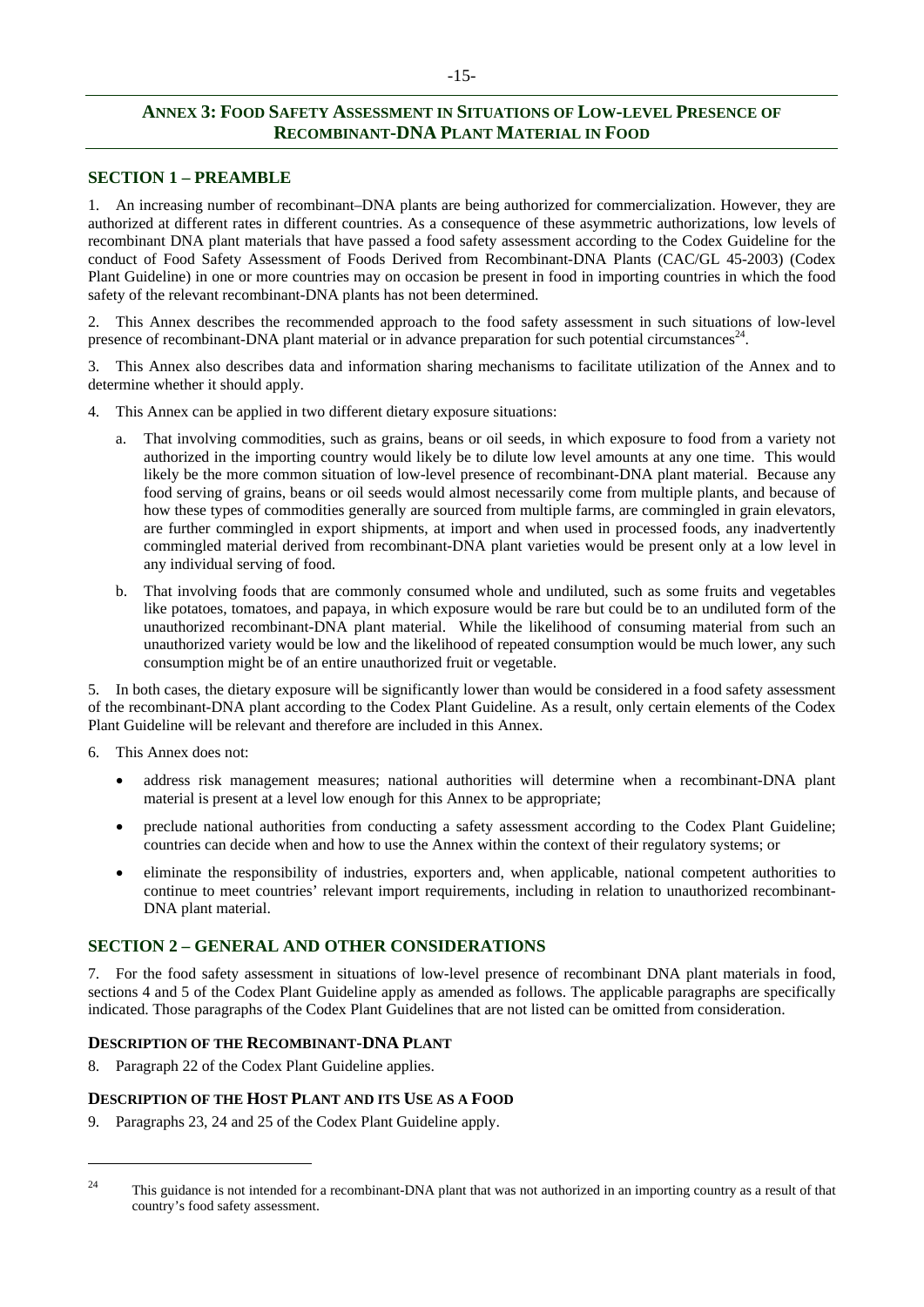## ANNEX 3: FOOD SAFETY ASSESSMENT IN SITUATIONS OF LOW-LEVEL PRESENCE OF RECOMBINANT-DNA PLANT MATERIAL IN FOOD

### SECTION 1 – PREAMBLE

1. An increasing number of recombinant–DNA plants are being authorized for commercialization. However, they are authorized at different rates in different countries. As a consequence of these asymmetric authorizations, low levels of recombinant DNA plant materials that have passed a food safety assessment according to the Codex Guideline for the conduct of Food Safety Assessment of Foods Derived from Recombinant-DNA Plants (CAC/GL 45-2003) (Codex Plant Guideline) in one or more countries may on occasion be present in food in importing countries in which the food safety of the relevant recombinant-DNA plants has not been determined.

2. This Annex describes the recommended approach to the food safety assessment in such situations of low-level presence of recombinant-DNA plant material or in advance preparation for such potential circumstances[24].

3. This Annex also describes data and information sharing mechanisms to facilitate utilization of the Annex and to determine whether it should apply.

4. This Annex can be applied in two different dietary exposure situations:

   a. That involving commodities, such as grains, beans or oil seeds, in which exposure to food from a variety not authorized in the importing country would likely be to dilute low level amounts at any one time. This would likely be the more common situation of low-level presence of recombinant-DNA plant material. Because any food serving of grains, beans or oil seeds would almost necessarily come from multiple plants, and because of how these types of commodities generally are sourced from multiple farms, are commingled in grain elevators, are further commingled in export shipments, at import and when used in processed foods, any inadvertently commingled material derived from recombinant-DNA plant varieties would be present only at a low level in any individual serving of food.

   b. That involving foods that are commonly consumed whole and undiluted, such as some fruits and vegetables like potatoes, tomatoes, and papaya, in which exposure would be rare but could be to an undiluted form of the unauthorized recombinant-DNA plant material. While the likelihood of consuming material from such an unauthorized variety would be low and the likelihood of repeated consumption would be much lower, any such consumption might be of an entire unauthorized fruit or vegetable.

5. In both cases, the dietary exposure will be significantly lower than would be considered in a food safety assessment of the recombinant-DNA plant according to the Codex Plant Guideline. As a result, only certain elements of the Codex Plant Guideline will be relevant and therefore are included in this Annex.

6. This Annex does not:

- address risk management measures; national authorities will determine when a recombinant-DNA plant material is present at a level low enough for this Annex to be appropriate;
- preclude national authorities from conducting a safety assessment according to the Codex Plant Guideline; countries can decide when and how to use the Annex within the context of their regulatory systems; or
- eliminate the responsibility of industries, exporters and, when applicable, national competent authorities to continue to meet countries' relevant import requirements, including in relation to unauthorized recombinant-DNA plant material.

### SECTION 2 – GENERAL AND OTHER CONSIDERATIONS

7. For the food safety assessment in situations of low-level presence of recombinant DNA plant materials in food, sections 4 and 5 of the Codex Plant Guideline apply as amended as follows. The applicable paragraphs are specifically indicated. Those paragraphs of the Codex Plant Guidelines that are not listed can be omitted from consideration.

#### DESCRIPTION OF THE RECOMBINANT-DNA PLANT

8. Paragraph 22 of the Codex Plant Guideline applies.

#### DESCRIPTION OF THE HOST PLANT AND ITS USE AS A FOOD

9. Paragraphs 23, 24 and 25 of the Codex Plant Guideline apply.

---

[24] This guidance is not intended for a recombinant-DNA plant that was not authorized in an importing country as a result of that country's food safety assessment.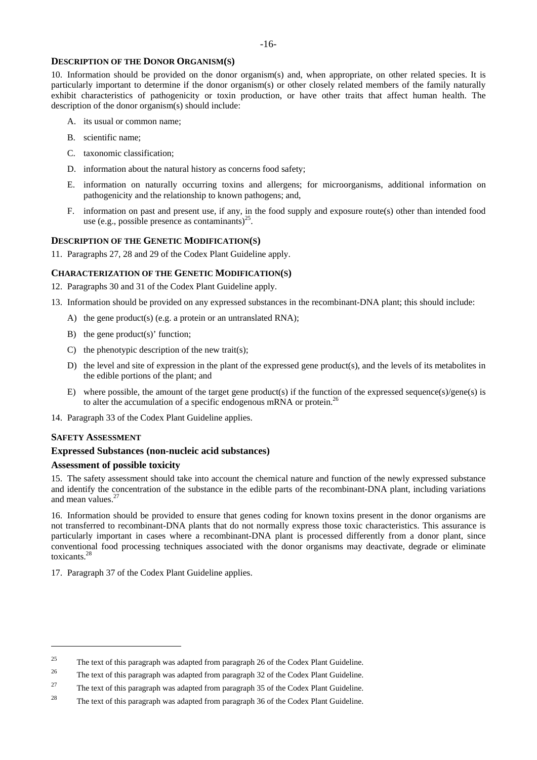### Description of the Donor Organism(s)

10. Information should be provided on the donor organism(s) and, when appropriate, on other related species. It is particularly important to determine if the donor organism(s) or other closely related members of the family naturally exhibit characteristics of pathogenicity or toxin production, or have other traits that affect human health. The description of the donor organism(s) should include:

A. its usual or common name;

B. scientific name;

C. taxonomic classification;

D. information about the natural history as concerns food safety;

E. information on naturally occurring toxins and allergens; for microorganisms, additional information on pathogenicity and the relationship to known pathogens; and,

F. information on past and present use, if any, in the food supply and exposure route(s) other than intended food use (e.g., possible presence as contaminants)[25].

### Description of the Genetic Modification(s)

11. Paragraphs 27, 28 and 29 of the Codex Plant Guideline apply.

### Characterization of the Genetic Modification(s)

12. Paragraphs 30 and 31 of the Codex Plant Guideline apply.

13. Information should be provided on any expressed substances in the recombinant-DNA plant; this should include:

A) the gene product(s) (e.g. a protein or an untranslated RNA);

B) the gene product(s)' function;

C) the phenotypic description of the new trait(s);

D) the level and site of expression in the plant of the expressed gene product(s), and the levels of its metabolites in the edible portions of the plant; and

E) where possible, the amount of the target gene product(s) if the function of the expressed sequence(s)/gene(s) is to alter the accumulation of a specific endogenous mRNA or protein.[26]

14. Paragraph 33 of the Codex Plant Guideline applies.

### Safety Assessment

#### Expressed Substances (non-nucleic acid substances)

#### Assessment of possible toxicity

15. The safety assessment should take into account the chemical nature and function of the newly expressed substance and identify the concentration of the substance in the edible parts of the recombinant-DNA plant, including variations and mean values.[27]

16. Information should be provided to ensure that genes coding for known toxins present in the donor organisms are not transferred to recombinant-DNA plants that do not normally express those toxic characteristics. This assurance is particularly important in cases where a recombinant-DNA plant is processed differently from a donor plant, since conventional food processing techniques associated with the donor organisms may deactivate, degrade or eliminate toxicants.[28]

17. Paragraph 37 of the Codex Plant Guideline applies.

---

[25] The text of this paragraph was adapted from paragraph 26 of the Codex Plant Guideline.

[26] The text of this paragraph was adapted from paragraph 32 of the Codex Plant Guideline.

[27] The text of this paragraph was adapted from paragraph 35 of the Codex Plant Guideline.

[28] The text of this paragraph was adapted from paragraph 36 of the Codex Plant Guideline.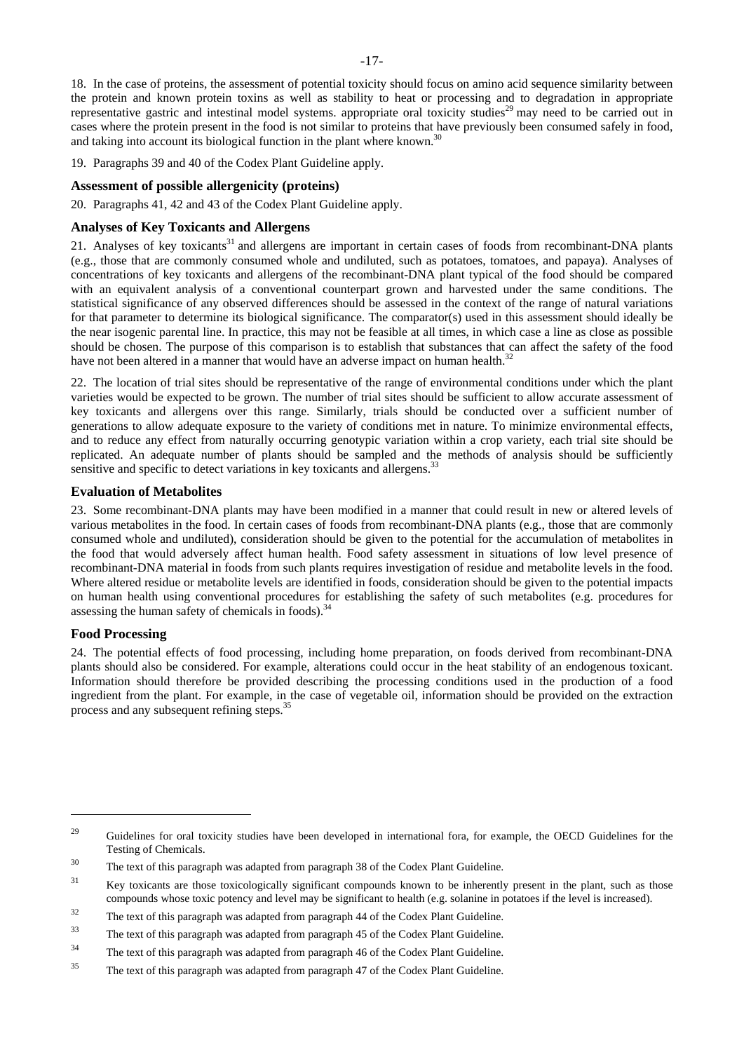18. In the case of proteins, the assessment of potential toxicity should focus on amino acid sequence similarity between the protein and known protein toxins as well as stability to heat or processing and to degradation in appropriate representative gastric and intestinal model systems. appropriate oral toxicity studies[29] may need to be carried out in cases where the protein present in the food is not similar to proteins that have previously been consumed safely in food, and taking into account its biological function in the plant where known.[30]

19. Paragraphs 39 and 40 of the Codex Plant Guideline apply.

### Assessment of possible allergenicity (proteins)

20. Paragraphs 41, 42 and 43 of the Codex Plant Guideline apply.

### Analyses of Key Toxicants and Allergens

21. Analyses of key toxicants[31] and allergens are important in certain cases of foods from recombinant-DNA plants (e.g., those that are commonly consumed whole and undiluted, such as potatoes, tomatoes, and papaya). Analyses of concentrations of key toxicants and allergens of the recombinant-DNA plant typical of the food should be compared with an equivalent analysis of a conventional counterpart grown and harvested under the same conditions. The statistical significance of any observed differences should be assessed in the context of the range of natural variations for that parameter to determine its biological significance. The comparator(s) used in this assessment should ideally be the near isogenic parental line. In practice, this may not be feasible at all times, in which case a line as close as possible should be chosen. The purpose of this comparison is to establish that substances that can affect the safety of the food have not been altered in a manner that would have an adverse impact on human health.[32]

22. The location of trial sites should be representative of the range of environmental conditions under which the plant varieties would be expected to be grown. The number of trial sites should be sufficient to allow accurate assessment of key toxicants and allergens over this range. Similarly, trials should be conducted over a sufficient number of generations to allow adequate exposure to the variety of conditions met in nature. To minimize environmental effects, and to reduce any effect from naturally occurring genotypic variation within a crop variety, each trial site should be replicated. An adequate number of plants should be sampled and the methods of analysis should be sufficiently sensitive and specific to detect variations in key toxicants and allergens.[33]

### Evaluation of Metabolites

23. Some recombinant-DNA plants may have been modified in a manner that could result in new or altered levels of various metabolites in the food. In certain cases of foods from recombinant-DNA plants (e.g., those that are commonly consumed whole and undiluted), consideration should be given to the potential for the accumulation of metabolites in the food that would adversely affect human health. Food safety assessment in situations of low level presence of recombinant-DNA material in foods from such plants requires investigation of residue and metabolite levels in the food. Where altered residue or metabolite levels are identified in foods, consideration should be given to the potential impacts on human health using conventional procedures for establishing the safety of such metabolites (e.g. procedures for assessing the human safety of chemicals in foods).[34]

### Food Processing

24. The potential effects of food processing, including home preparation, on foods derived from recombinant-DNA plants should also be considered. For example, alterations could occur in the heat stability of an endogenous toxicant. Information should therefore be provided describing the processing conditions used in the production of a food ingredient from the plant. For example, in the case of vegetable oil, information should be provided on the extraction process and any subsequent refining steps.[35]

---

[29] Guidelines for oral toxicity studies have been developed in international fora, for example, the OECD Guidelines for the Testing of Chemicals.

[30] The text of this paragraph was adapted from paragraph 38 of the Codex Plant Guideline.

[31] Key toxicants are those toxicologically significant compounds known to be inherently present in the plant, such as those compounds whose toxic potency and level may be significant to health (e.g. solanine in potatoes if the level is increased).

[32] The text of this paragraph was adapted from paragraph 44 of the Codex Plant Guideline.

[33] The text of this paragraph was adapted from paragraph 45 of the Codex Plant Guideline.

[34] The text of this paragraph was adapted from paragraph 46 of the Codex Plant Guideline.

[35] The text of this paragraph was adapted from paragraph 47 of the Codex Plant Guideline.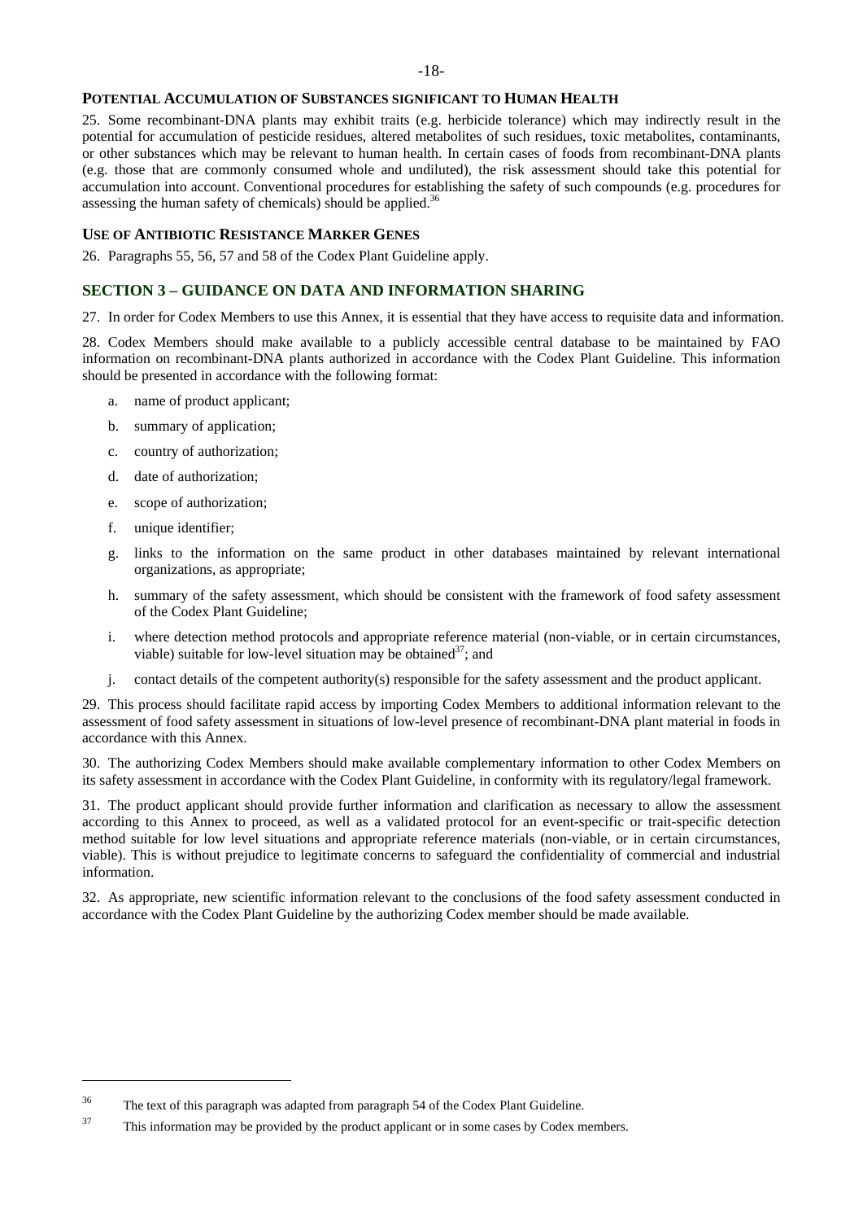### POTENTIAL ACCUMULATION OF SUBSTANCES SIGNIFICANT TO HUMAN HEALTH

25. Some recombinant-DNA plants may exhibit traits (e.g. herbicide tolerance) which may indirectly result in the potential for accumulation of pesticide residues, altered metabolites of such residues, toxic metabolites, contaminants, or other substances which may be relevant to human health. In certain cases of foods from recombinant-DNA plants (e.g. those that are commonly consumed whole and undiluted), the risk assessment should take this potential for accumulation into account. Conventional procedures for establishing the safety of such compounds (e.g. procedures for assessing the human safety of chemicals) should be applied.[36]

### USE OF ANTIBIOTIC RESISTANCE MARKER GENES

26. Paragraphs 55, 56, 57 and 58 of the Codex Plant Guideline apply.

## SECTION 3 – GUIDANCE ON DATA AND INFORMATION SHARING

27. In order for Codex Members to use this Annex, it is essential that they have access to requisite data and information.

28. Codex Members should make available to a publicly accessible central database to be maintained by FAO information on recombinant-DNA plants authorized in accordance with the Codex Plant Guideline. This information should be presented in accordance with the following format:

a. name of product applicant;

b. summary of application;

c. country of authorization;

d. date of authorization;

e. scope of authorization;

f. unique identifier;

g. links to the information on the same product in other databases maintained by relevant international organizations, as appropriate;

h. summary of the safety assessment, which should be consistent with the framework of food safety assessment of the Codex Plant Guideline;

i. where detection method protocols and appropriate reference material (non-viable, or in certain circumstances, viable) suitable for low-level situation may be obtained[37]; and

j. contact details of the competent authority(s) responsible for the safety assessment and the product applicant.

29. This process should facilitate rapid access by importing Codex Members to additional information relevant to the assessment of food safety assessment in situations of low-level presence of recombinant-DNA plant material in foods in accordance with this Annex.

30. The authorizing Codex Members should make available complementary information to other Codex Members on its safety assessment in accordance with the Codex Plant Guideline, in conformity with its regulatory/legal framework.

31. The product applicant should provide further information and clarification as necessary to allow the assessment according to this Annex to proceed, as well as a validated protocol for an event-specific or trait-specific detection method suitable for low level situations and appropriate reference materials (non-viable, or in certain circumstances, viable). This is without prejudice to legitimate concerns to safeguard the confidentiality of commercial and industrial information.

32. As appropriate, new scientific information relevant to the conclusions of the food safety assessment conducted in accordance with the Codex Plant Guideline by the authorizing Codex member should be made available.

---

[36] The text of this paragraph was adapted from paragraph 54 of the Codex Plant Guideline.

[37] This information may be provided by the product applicant or in some cases by Codex members.